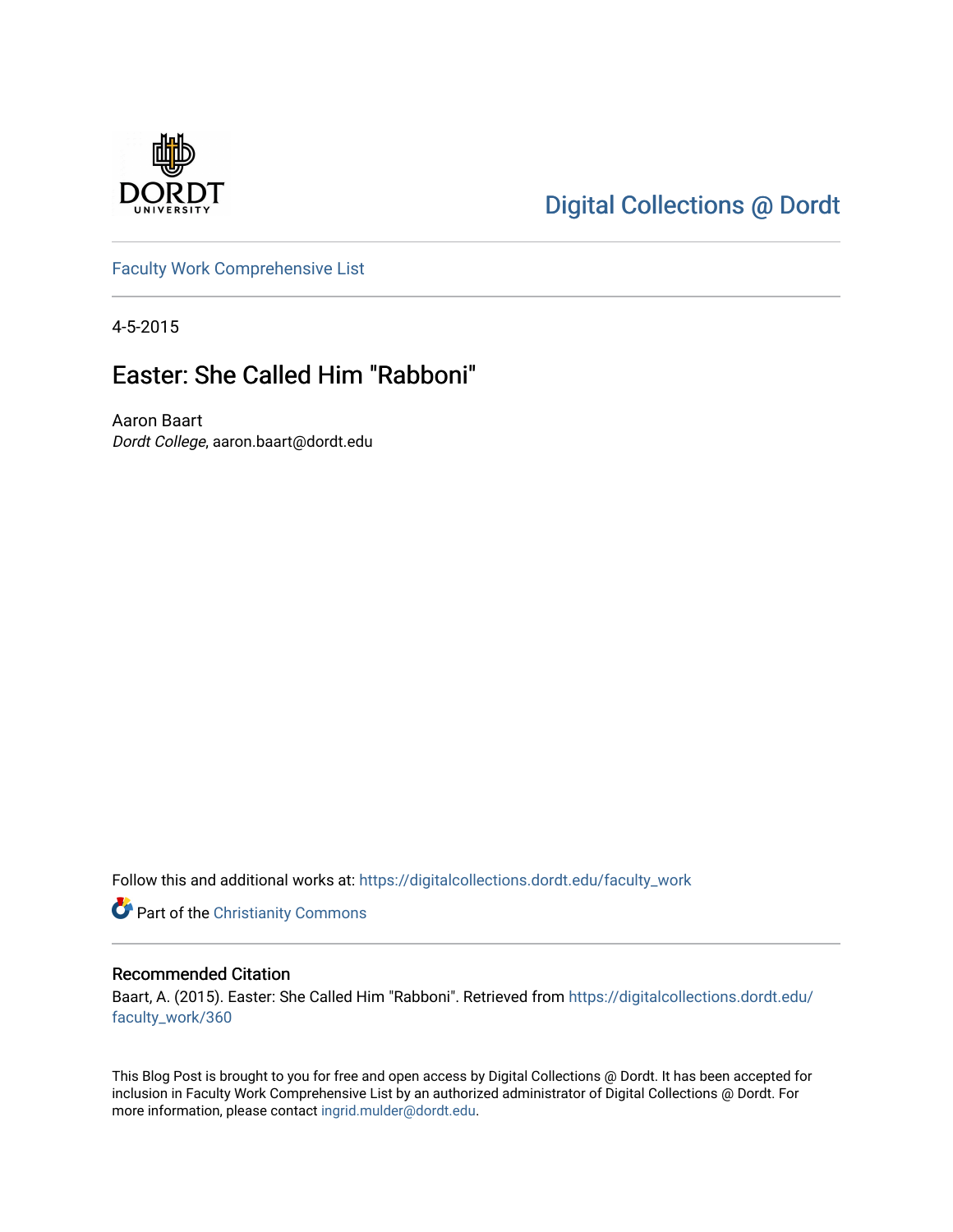Digital Collections @ Dordt

Faculty Work Comprehensive List

4-5-2015

# Easter: She Called Him "Rabboni"

Aaron Baart
*Dordt College*, aaron.baart@dordt.edu

Follow this and additional works at: https://digitalcollections.dordt.edu/faculty_work

Part of the Christianity Commons

## Recommended Citation

Baart, A. (2015). Easter: She Called Him "Rabboni". Retrieved from https://digitalcollections.dordt.edu/faculty_work/360

This Blog Post is brought to you for free and open access by Digital Collections @ Dordt. It has been accepted for inclusion in Faculty Work Comprehensive List by an authorized administrator of Digital Collections @ Dordt. For more information, please contact ingrid.mulder@dordt.edu.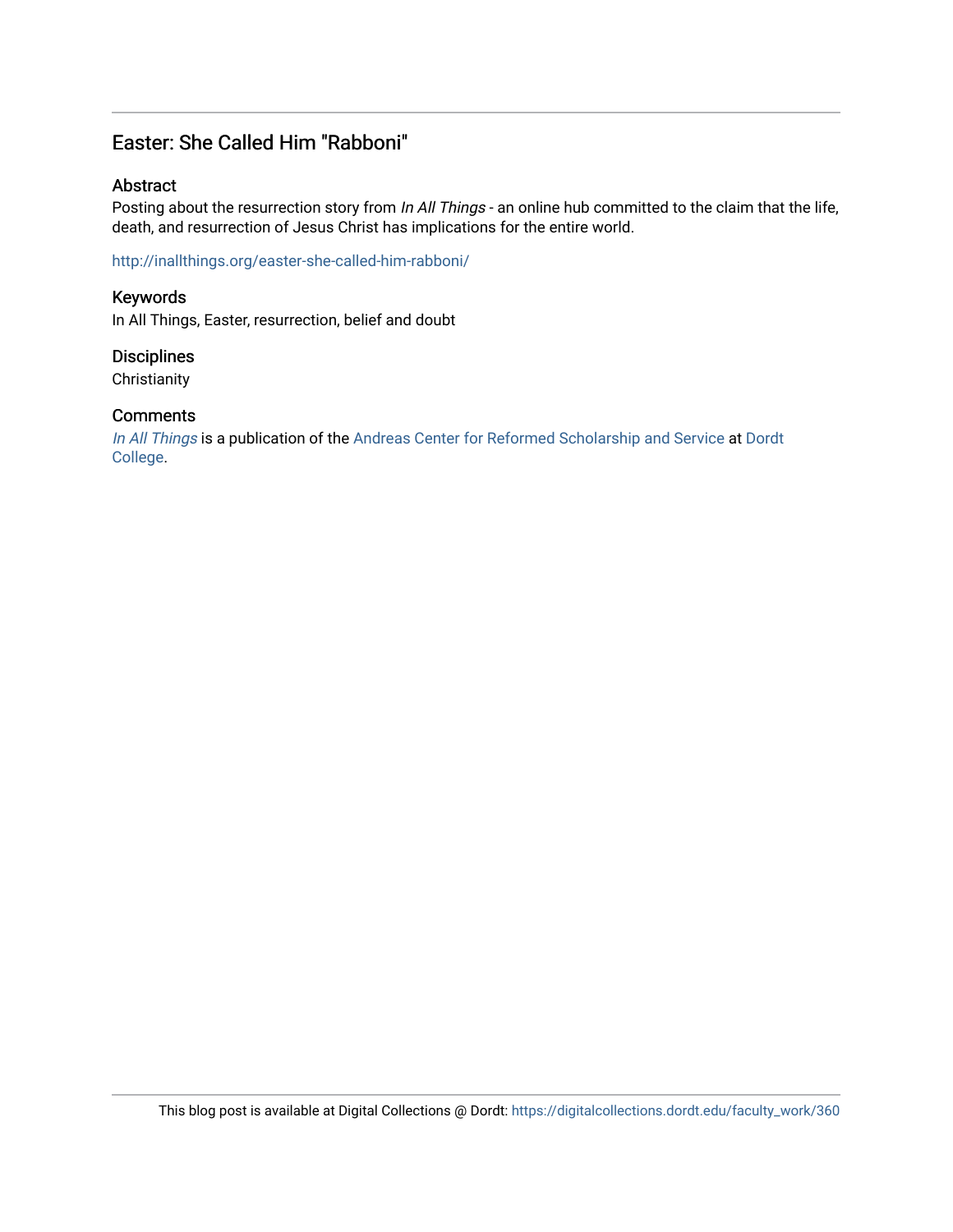## Easter: She Called Him "Rabboni"

### Abstract

Posting about the resurrection story from *In All Things* - an online hub committed to the claim that the life, death, and resurrection of Jesus Christ has implications for the entire world.

http://inallthings.org/easter-she-called-him-rabboni/

### Keywords

In All Things, Easter, resurrection, belief and doubt

### Disciplines

Christianity

### Comments

*In All Things* is a publication of the Andreas Center for Reformed Scholarship and Service at Dordt College.

This blog post is available at Digital Collections @ Dordt: https://digitalcollections.dordt.edu/faculty_work/360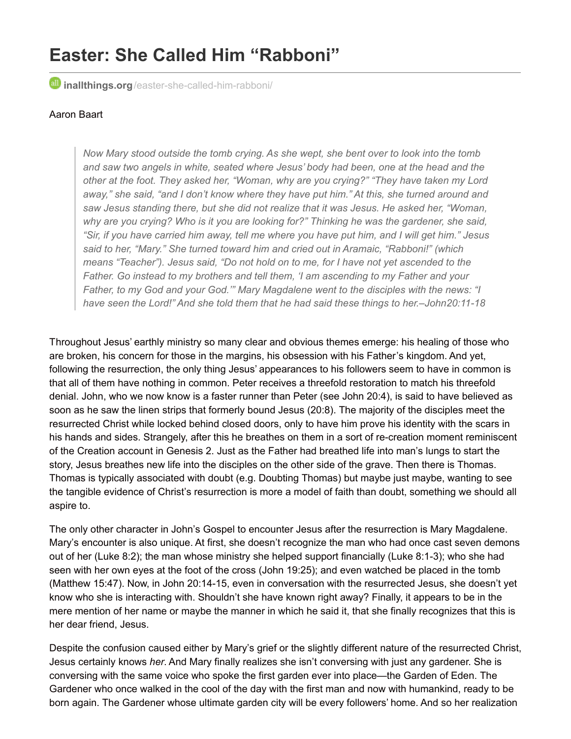# Easter: She Called Him "Rabboni"

inallthings.org/easter-she-called-him-rabboni/

Aaron Baart

> *Now Mary stood outside the tomb crying. As she wept, she bent over to look into the tomb and saw two angels in white, seated where Jesus' body had been, one at the head and the other at the foot. They asked her, "Woman, why are you crying?" "They have taken my Lord away," she said, "and I don't know where they have put him." At this, she turned around and saw Jesus standing there, but she did not realize that it was Jesus. He asked her, "Woman, why are you crying? Who is it you are looking for?" Thinking he was the gardener, she said, "Sir, if you have carried him away, tell me where you have put him, and I will get him." Jesus said to her, "Mary." She turned toward him and cried out in Aramaic, "Rabboni!" (which means "Teacher"). Jesus said, "Do not hold on to me, for I have not yet ascended to the Father. Go instead to my brothers and tell them, 'I am ascending to my Father and your Father, to my God and your God.'" Mary Magdalene went to the disciples with the news: "I have seen the Lord!" And she told them that he had said these things to her.–John20:11-18*

Throughout Jesus' earthly ministry so many clear and obvious themes emerge: his healing of those who are broken, his concern for those in the margins, his obsession with his Father's kingdom. And yet, following the resurrection, the only thing Jesus' appearances to his followers seem to have in common is that all of them have nothing in common. Peter receives a threefold restoration to match his threefold denial. John, who we now know is a faster runner than Peter (see John 20:4), is said to have believed as soon as he saw the linen strips that formerly bound Jesus (20:8). The majority of the disciples meet the resurrected Christ while locked behind closed doors, only to have him prove his identity with the scars in his hands and sides. Strangely, after this he breathes on them in a sort of re-creation moment reminiscent of the Creation account in Genesis 2. Just as the Father had breathed life into man's lungs to start the story, Jesus breathes new life into the disciples on the other side of the grave. Then there is Thomas. Thomas is typically associated with doubt (e.g. Doubting Thomas) but maybe just maybe, wanting to see the tangible evidence of Christ's resurrection is more a model of faith than doubt, something we should all aspire to.

The only other character in John's Gospel to encounter Jesus after the resurrection is Mary Magdalene. Mary's encounter is also unique. At first, she doesn't recognize the man who had once cast seven demons out of her (Luke 8:2); the man whose ministry she helped support financially (Luke 8:1-3); who she had seen with her own eyes at the foot of the cross (John 19:25); and even watched be placed in the tomb (Matthew 15:47). Now, in John 20:14-15, even in conversation with the resurrected Jesus, she doesn't yet know who she is interacting with. Shouldn't she have known right away? Finally, it appears to be in the mere mention of her name or maybe the manner in which he said it, that she finally recognizes that this is her dear friend, Jesus.

Despite the confusion caused either by Mary's grief or the slightly different nature of the resurrected Christ, Jesus certainly knows *her*. And Mary finally realizes she isn't conversing with just any gardener. She is conversing with the same voice who spoke the first garden ever into place—the Garden of Eden. The Gardener who once walked in the cool of the day with the first man and now with humankind, ready to be born again. The Gardener whose ultimate garden city will be every followers' home. And so her realization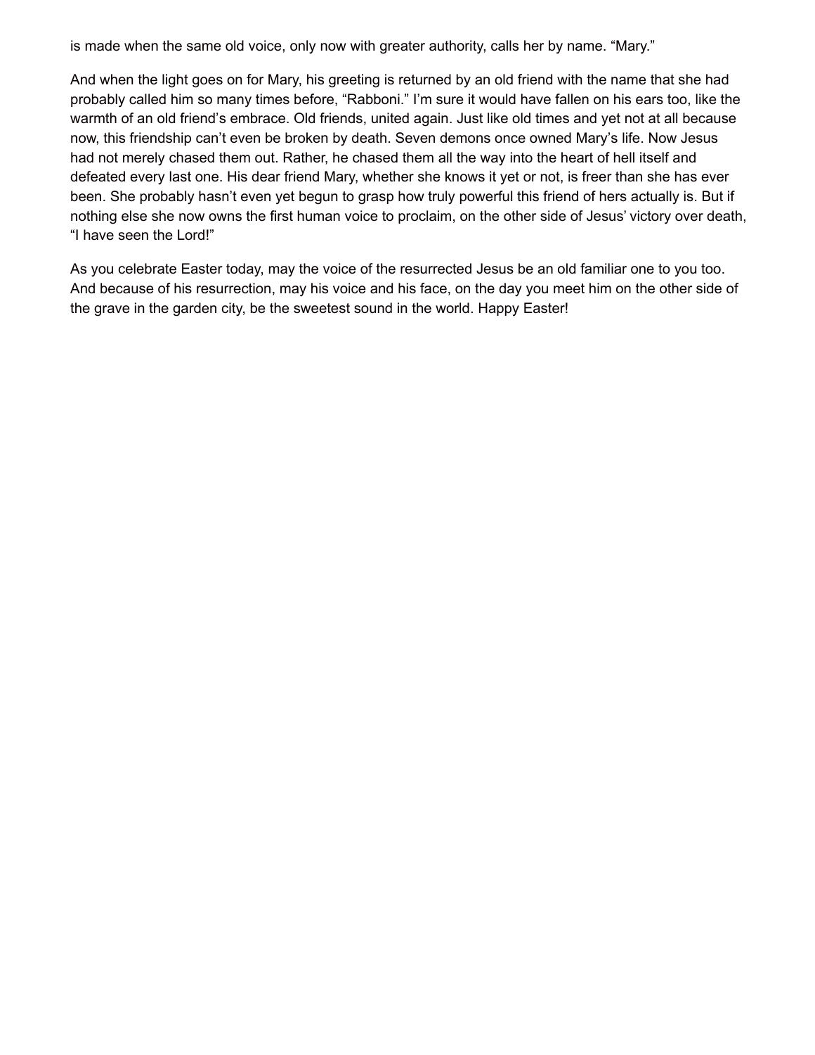is made when the same old voice, only now with greater authority, calls her by name. “Mary.”

And when the light goes on for Mary, his greeting is returned by an old friend with the name that she had probably called him so many times before, “Rabboni.” I’m sure it would have fallen on his ears too, like the warmth of an old friend’s embrace. Old friends, united again. Just like old times and yet not at all because now, this friendship can’t even be broken by death. Seven demons once owned Mary’s life. Now Jesus had not merely chased them out. Rather, he chased them all the way into the heart of hell itself and defeated every last one. His dear friend Mary, whether she knows it yet or not, is freer than she has ever been. She probably hasn’t even yet begun to grasp how truly powerful this friend of hers actually is. But if nothing else she now owns the first human voice to proclaim, on the other side of Jesus’ victory over death, “I have seen the Lord!”

As you celebrate Easter today, may the voice of the resurrected Jesus be an old familiar one to you too. And because of his resurrection, may his voice and his face, on the day you meet him on the other side of the grave in the garden city, be the sweetest sound in the world. Happy Easter!